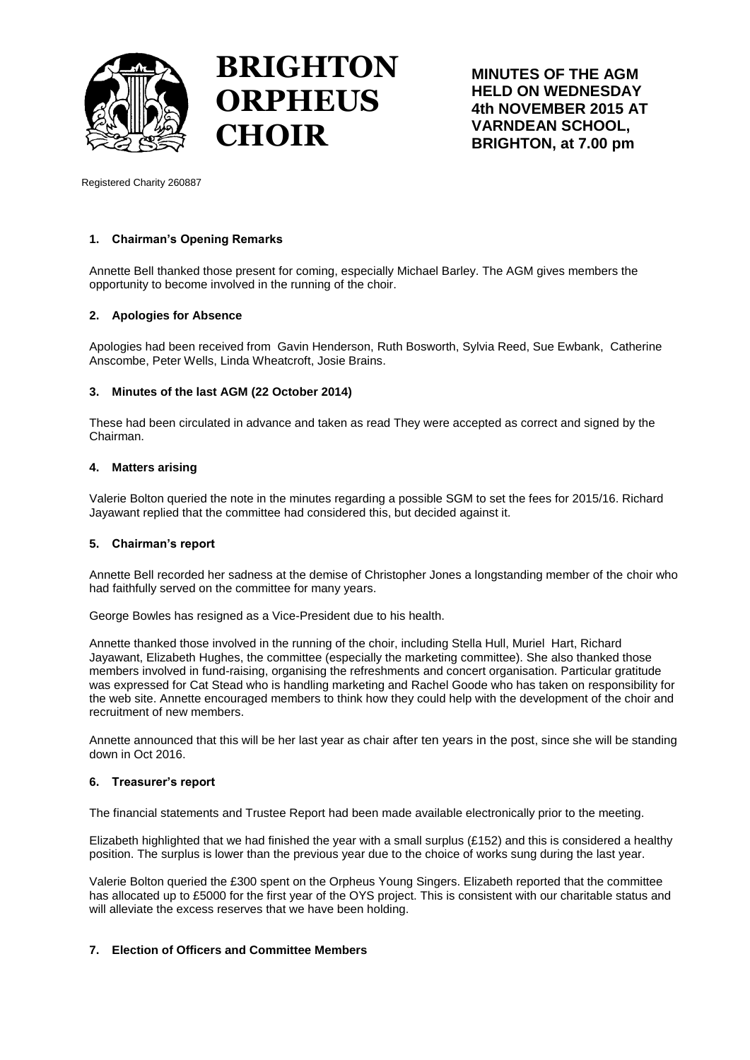# BRIGHTON ORPHEUS CHOIR

**MINUTES OF THE AGM HELD ON WEDNESDAY 4th NOVEMBER 2015 AT VARNDEAN SCHOOL, BRIGHTON, at 7.00 pm**

Registered Charity 260887

### 1. Chairman's Opening Remarks

Annette Bell thanked those present for coming, especially Michael Barley. The AGM gives members the opportunity to become involved in the running of the choir.

### 2. Apologies for Absence

Apologies had been received from Gavin Henderson, Ruth Bosworth, Sylvia Reed, Sue Ewbank, Catherine Anscombe, Peter Wells, Linda Wheatcroft, Josie Brains.

### 3. Minutes of the last AGM (22 October 2014)

These had been circulated in advance and taken as read They were accepted as correct and signed by the Chairman.

### 4. Matters arising

Valerie Bolton queried the note in the minutes regarding a possible SGM to set the fees for 2015/16. Richard Jayawant replied that the committee had considered this, but decided against it.

### 5. Chairman's report

Annette Bell recorded her sadness at the demise of Christopher Jones a longstanding member of the choir who had faithfully served on the committee for many years.

George Bowles has resigned as a Vice-President due to his health.

Annette thanked those involved in the running of the choir, including Stella Hull, Muriel Hart, Richard Jayawant, Elizabeth Hughes, the committee (especially the marketing committee). She also thanked those members involved in fund-raising, organising the refreshments and concert organisation. Particular gratitude was expressed for Cat Stead who is handling marketing and Rachel Goode who has taken on responsibility for the web site. Annette encouraged members to think how they could help with the development of the choir and recruitment of new members.

Annette announced that this will be her last year as chair after ten years in the post, since she will be standing down in Oct 2016.

### 6. Treasurer's report

The financial statements and Trustee Report had been made available electronically prior to the meeting.

Elizabeth highlighted that we had finished the year with a small surplus (£152) and this is considered a healthy position. The surplus is lower than the previous year due to the choice of works sung during the last year.

Valerie Bolton queried the £300 spent on the Orpheus Young Singers. Elizabeth reported that the committee has allocated up to £5000 for the first year of the OYS project. This is consistent with our charitable status and will alleviate the excess reserves that we have been holding.

### 7. Election of Officers and Committee Members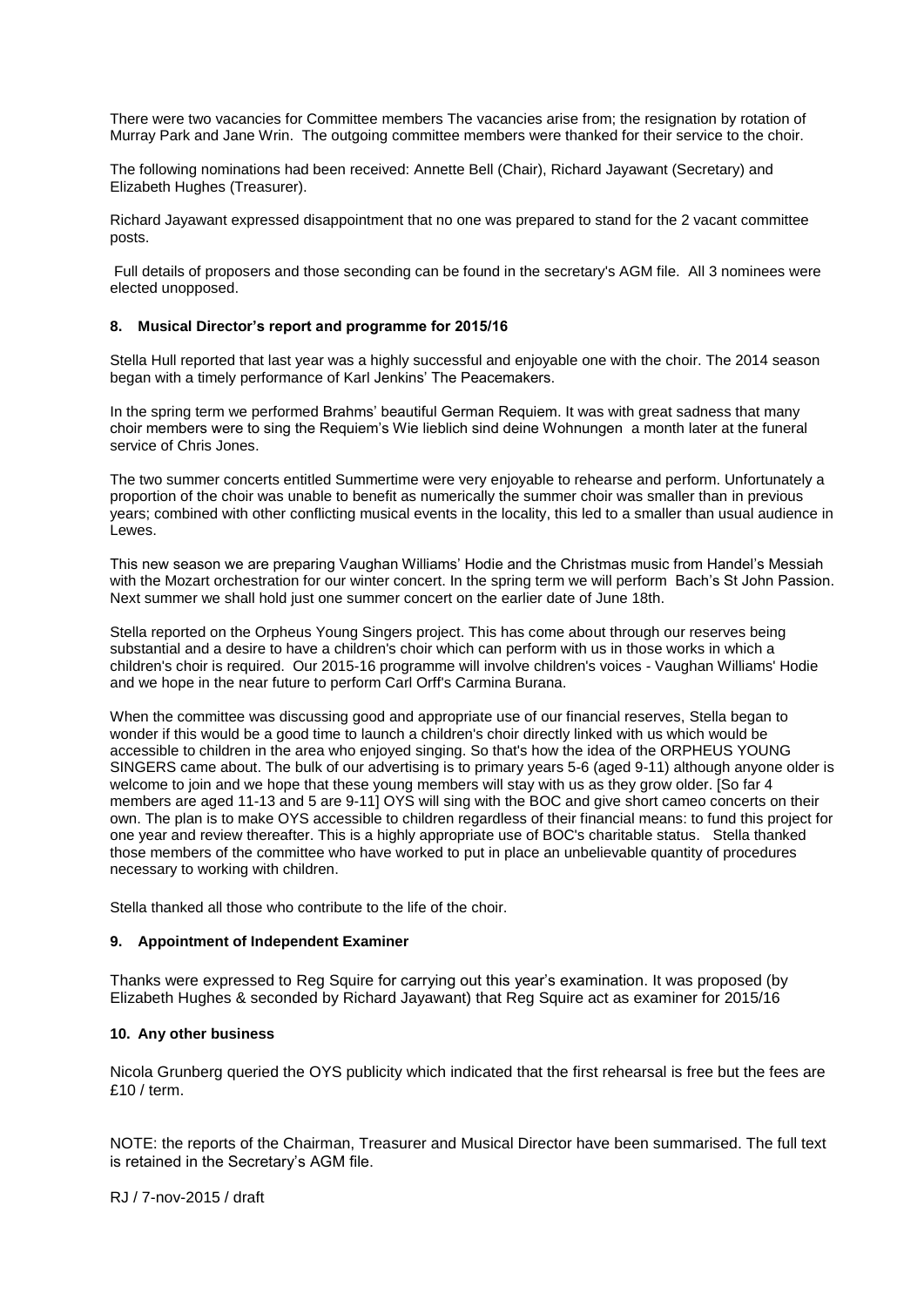There were two vacancies for Committee members The vacancies arise from; the resignation by rotation of Murray Park and Jane Wrin. The outgoing committee members were thanked for their service to the choir.

The following nominations had been received: Annette Bell (Chair), Richard Jayawant (Secretary) and Elizabeth Hughes (Treasurer).

Richard Jayawant expressed disappointment that no one was prepared to stand for the 2 vacant committee posts.

Full details of proposers and those seconding can be found in the secretary's AGM file. All 3 nominees were elected unopposed.

### 8. Musical Director's report and programme for 2015/16

Stella Hull reported that last year was a highly successful and enjoyable one with the choir. The 2014 season began with a timely performance of Karl Jenkins' The Peacemakers.

In the spring term we performed Brahms' beautiful German Requiem. It was with great sadness that many choir members were to sing the Requiem's Wie lieblich sind deine Wohnungen a month later at the funeral service of Chris Jones.

The two summer concerts entitled Summertime were very enjoyable to rehearse and perform. Unfortunately a proportion of the choir was unable to benefit as numerically the summer choir was smaller than in previous years; combined with other conflicting musical events in the locality, this led to a smaller than usual audience in Lewes.

This new season we are preparing Vaughan Williams' Hodie and the Christmas music from Handel's Messiah with the Mozart orchestration for our winter concert. In the spring term we will perform Bach's St John Passion. Next summer we shall hold just one summer concert on the earlier date of June 18th.

Stella reported on the Orpheus Young Singers project. This has come about through our reserves being substantial and a desire to have a children's choir which can perform with us in those works in which a children's choir is required. Our 2015-16 programme will involve children's voices - Vaughan Williams' Hodie and we hope in the near future to perform Carl Orff's Carmina Burana.

When the committee was discussing good and appropriate use of our financial reserves, Stella began to wonder if this would be a good time to launch a children's choir directly linked with us which would be accessible to children in the area who enjoyed singing. So that's how the idea of the ORPHEUS YOUNG SINGERS came about. The bulk of our advertising is to primary years 5-6 (aged 9-11) although anyone older is welcome to join and we hope that these young members will stay with us as they grow older. [So far 4 members are aged 11-13 and 5 are 9-11] OYS will sing with the BOC and give short cameo concerts on their own. The plan is to make OYS accessible to children regardless of their financial means: to fund this project for one year and review thereafter. This is a highly appropriate use of BOC's charitable status. Stella thanked those members of the committee who have worked to put in place an unbelievable quantity of procedures necessary to working with children.

Stella thanked all those who contribute to the life of the choir.

### 9. Appointment of Independent Examiner

Thanks were expressed to Reg Squire for carrying out this year's examination. It was proposed (by Elizabeth Hughes & seconded by Richard Jayawant) that Reg Squire act as examiner for 2015/16

### 10. Any other business

Nicola Grunberg queried the OYS publicity which indicated that the first rehearsal is free but the fees are £10 / term.

NOTE: the reports of the Chairman, Treasurer and Musical Director have been summarised. The full text is retained in the Secretary's AGM file.

RJ / 7-nov-2015 / draft